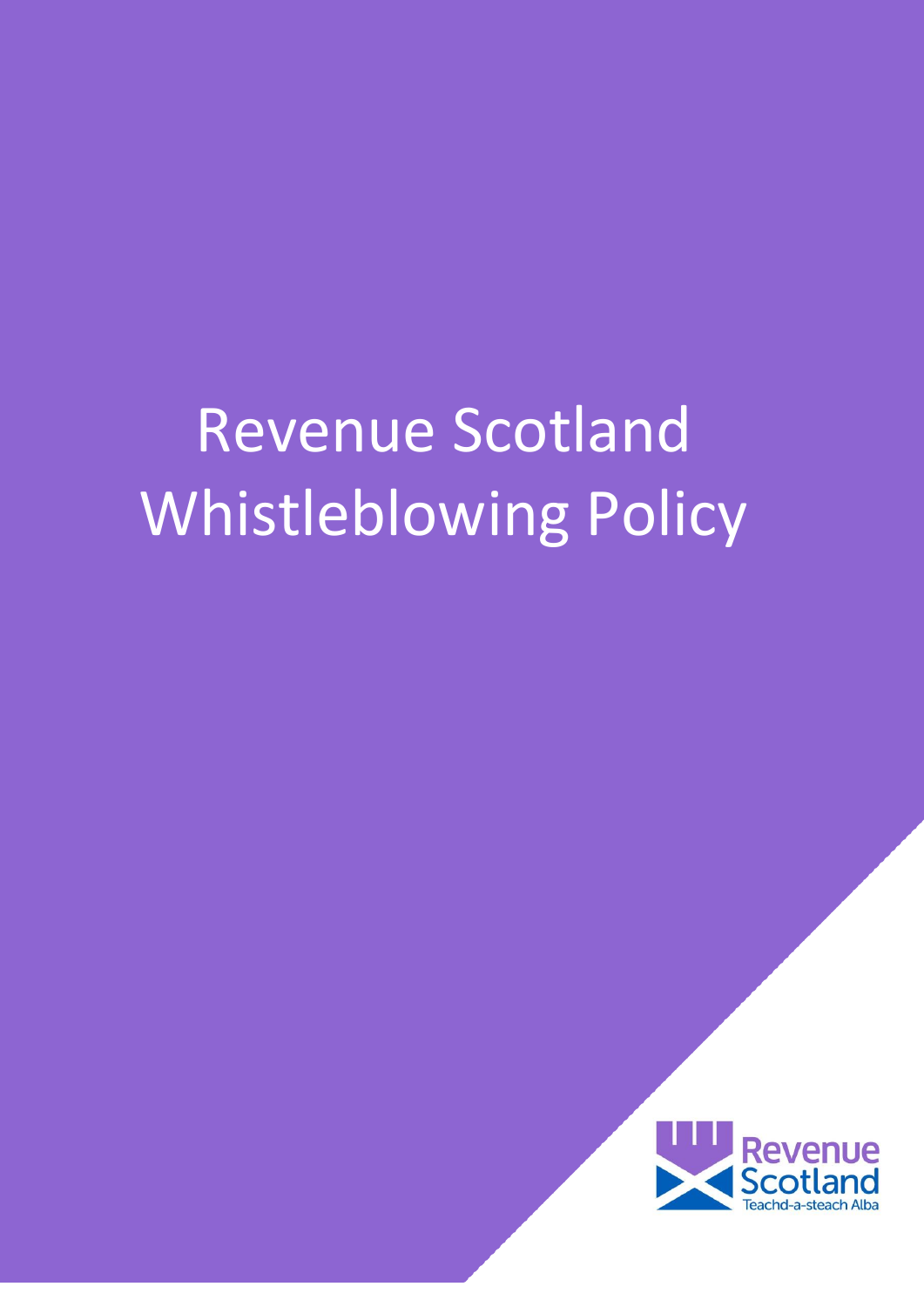# Revenue Scotland Whistleblowing Policy

Revenue Scotland

Teachd-a-steach Alba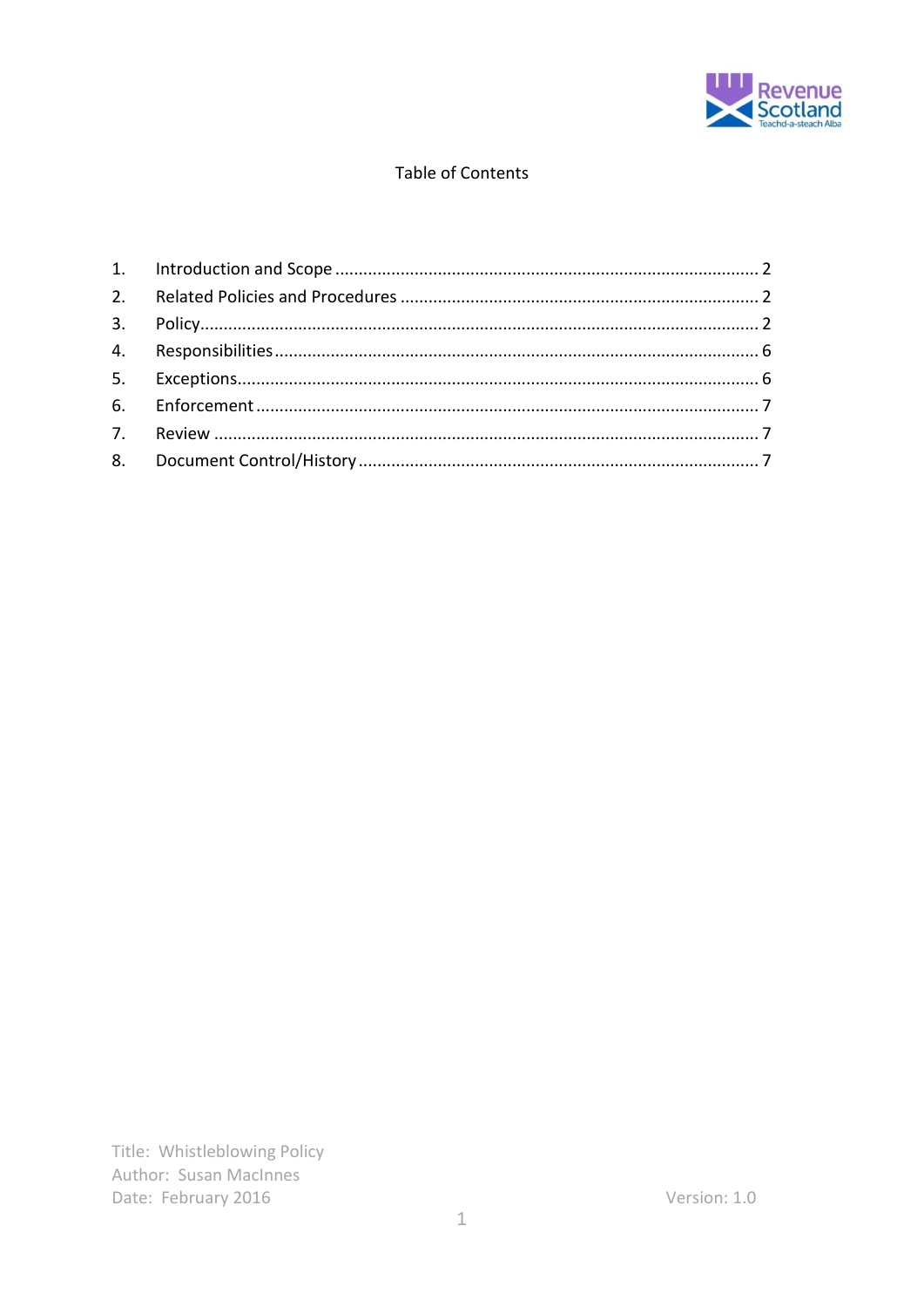Table of Contents

1. Introduction and Scope ........ 2
2. Related Policies and Procedures ........ 2
3. Policy ........ 2
4. Responsibilities ........ 6
5. Exceptions ........ 6
6. Enforcement ........ 7
7. Review ........ 7
8. Document Control/History ........ 7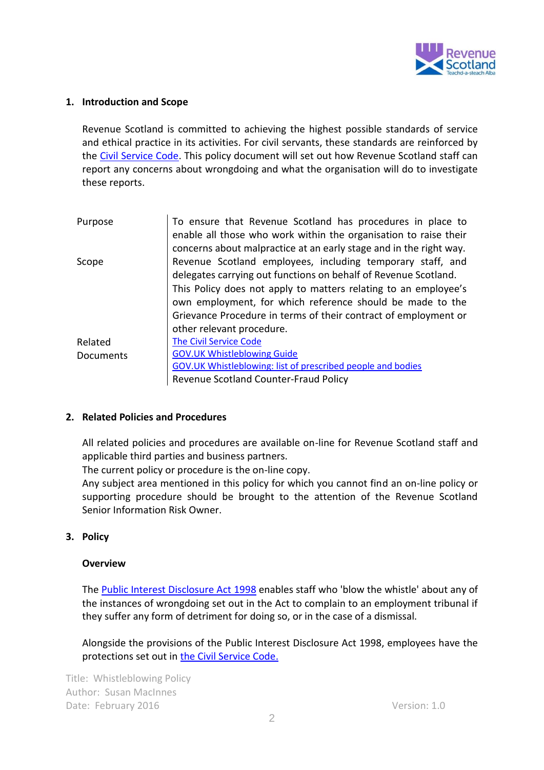## 1. Introduction and Scope

Revenue Scotland is committed to achieving the highest possible standards of service and ethical practice in its activities. For civil servants, these standards are reinforced by the [Civil Service Code](). This policy document will set out how Revenue Scotland staff can report any concerns about wrongdoing and what the organisation will do to investigate these reports.

| | |
|---|---|
| Purpose | To ensure that Revenue Scotland has procedures in place to enable all those who work within the organisation to raise their concerns about malpractice at an early stage and in the right way. |
| Scope | Revenue Scotland employees, including temporary staff, and delegates carrying out functions on behalf of Revenue Scotland.<br>This Policy does not apply to matters relating to an employee's own employment, for which reference should be made to the Grievance Procedure in terms of their contract of employment or other relevant procedure. |
| Related Documents | The Civil Service Code<br>GOV.UK Whistleblowing Guide<br>GOV.UK Whistleblowing: list of prescribed people and bodies<br>Revenue Scotland Counter-Fraud Policy |

## 2. Related Policies and Procedures

All related policies and procedures are available on-line for Revenue Scotland staff and applicable third parties and business partners.
The current policy or procedure is the on-line copy.
Any subject area mentioned in this policy for which you cannot find an on-line policy or supporting procedure should be brought to the attention of the Revenue Scotland Senior Information Risk Owner.

## 3. Policy

### Overview

The Public Interest Disclosure Act 1998 enables staff who 'blow the whistle' about any of the instances of wrongdoing set out in the Act to complain to an employment tribunal if they suffer any form of detriment for doing so, or in the case of a dismissal.

Alongside the provisions of the Public Interest Disclosure Act 1998, employees have the protections set out in the Civil Service Code.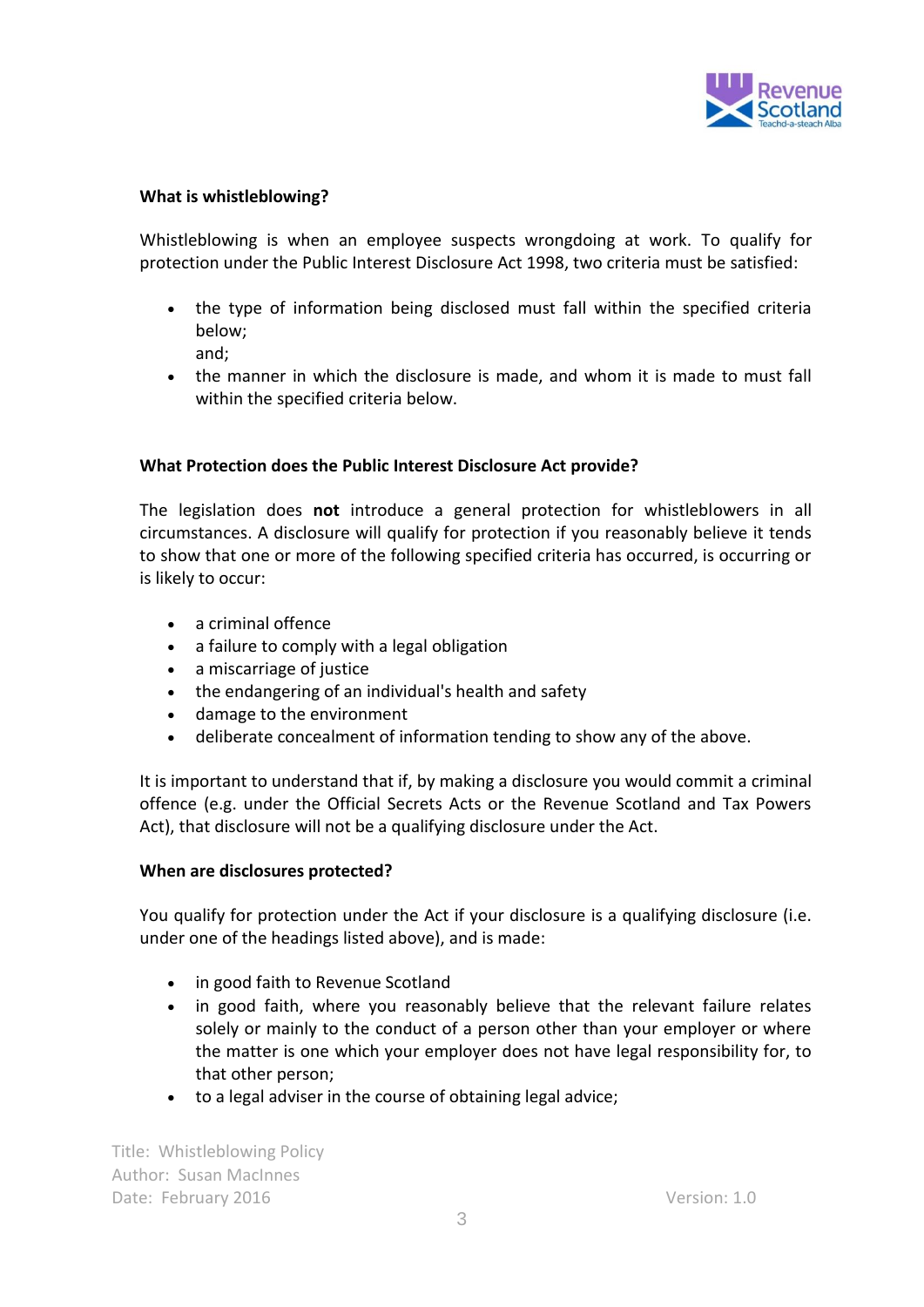**What is whistleblowing?**

Whistleblowing is when an employee suspects wrongdoing at work. To qualify for protection under the Public Interest Disclosure Act 1998, two criteria must be satisfied:

- the type of information being disclosed must fall within the specified criteria below;
  and;
- the manner in which the disclosure is made, and whom it is made to must fall within the specified criteria below.

**What Protection does the Public Interest Disclosure Act provide?**

The legislation does **not** introduce a general protection for whistleblowers in all circumstances. A disclosure will qualify for protection if you reasonably believe it tends to show that one or more of the following specified criteria has occurred, is occurring or is likely to occur:

- a criminal offence
- a failure to comply with a legal obligation
- a miscarriage of justice
- the endangering of an individual's health and safety
- damage to the environment
- deliberate concealment of information tending to show any of the above.

It is important to understand that if, by making a disclosure you would commit a criminal offence (e.g. under the Official Secrets Acts or the Revenue Scotland and Tax Powers Act), that disclosure will not be a qualifying disclosure under the Act.

**When are disclosures protected?**

You qualify for protection under the Act if your disclosure is a qualifying disclosure (i.e. under one of the headings listed above), and is made:

- in good faith to Revenue Scotland
- in good faith, where you reasonably believe that the relevant failure relates solely or mainly to the conduct of a person other than your employer or where the matter is one which your employer does not have legal responsibility for, to that other person;
- to a legal adviser in the course of obtaining legal advice;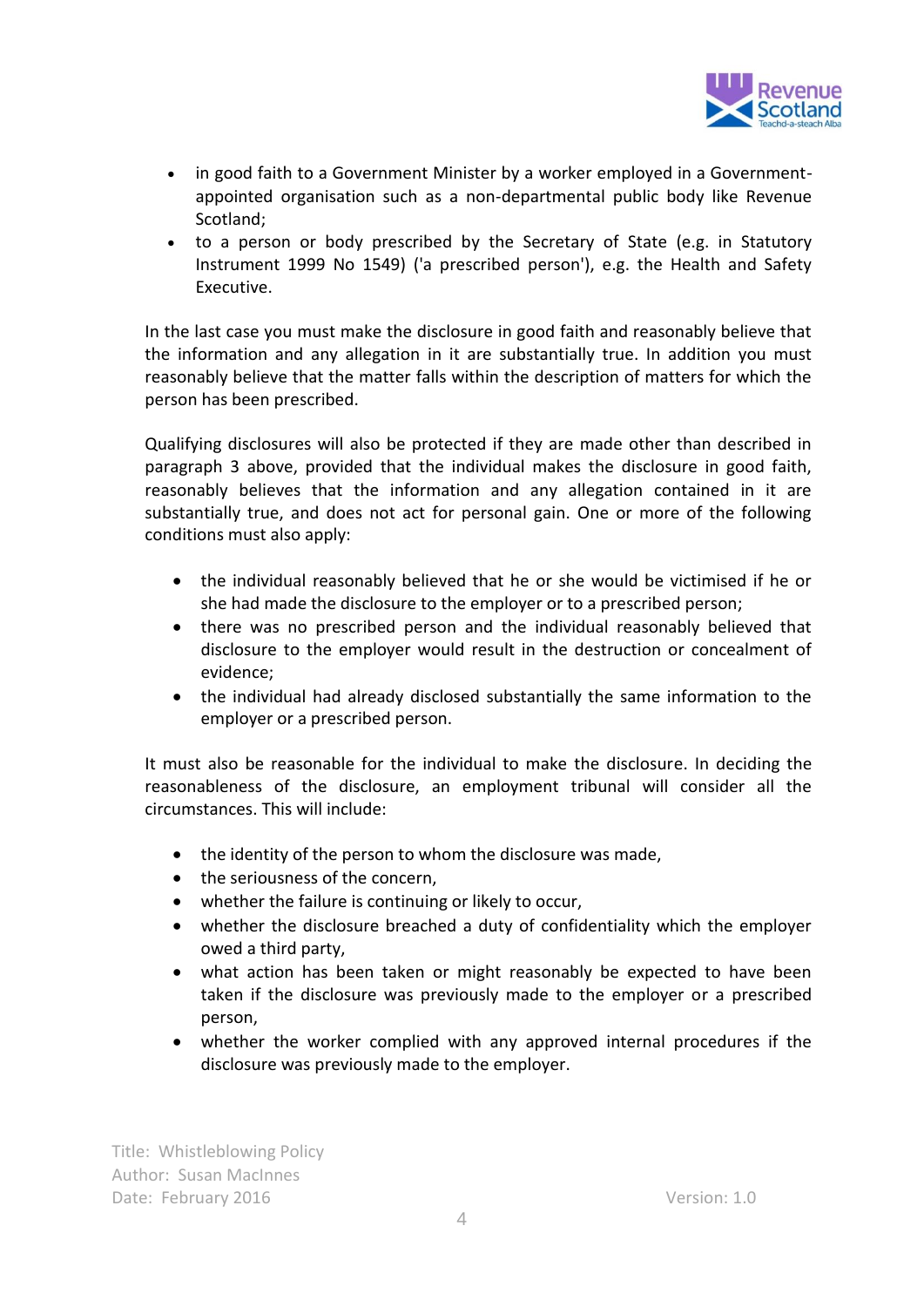- in good faith to a Government Minister by a worker employed in a Government-appointed organisation such as a non-departmental public body like Revenue Scotland;
- to a person or body prescribed by the Secretary of State (e.g. in Statutory Instrument 1999 No 1549) ('a prescribed person'), e.g. the Health and Safety Executive.

In the last case you must make the disclosure in good faith and reasonably believe that the information and any allegation in it are substantially true. In addition you must reasonably believe that the matter falls within the description of matters for which the person has been prescribed.

Qualifying disclosures will also be protected if they are made other than described in paragraph 3 above, provided that the individual makes the disclosure in good faith, reasonably believes that the information and any allegation contained in it are substantially true, and does not act for personal gain. One or more of the following conditions must also apply:

- the individual reasonably believed that he or she would be victimised if he or she had made the disclosure to the employer or to a prescribed person;
- there was no prescribed person and the individual reasonably believed that disclosure to the employer would result in the destruction or concealment of evidence;
- the individual had already disclosed substantially the same information to the employer or a prescribed person.

It must also be reasonable for the individual to make the disclosure. In deciding the reasonableness of the disclosure, an employment tribunal will consider all the circumstances. This will include:

- the identity of the person to whom the disclosure was made,
- the seriousness of the concern,
- whether the failure is continuing or likely to occur,
- whether the disclosure breached a duty of confidentiality which the employer owed a third party,
- what action has been taken or might reasonably be expected to have been taken if the disclosure was previously made to the employer or a prescribed person,
- whether the worker complied with any approved internal procedures if the disclosure was previously made to the employer.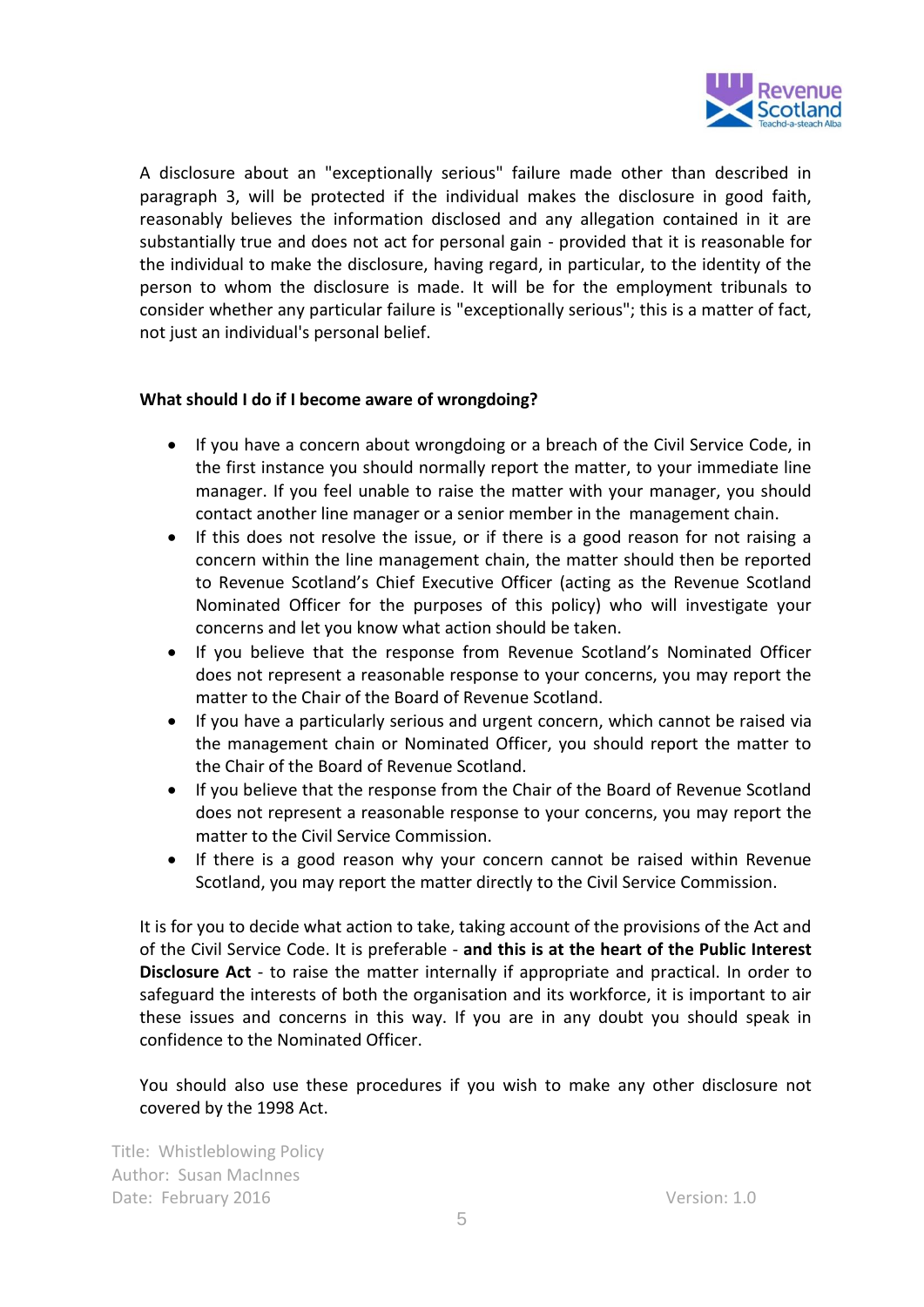A disclosure about an "exceptionally serious" failure made other than described in paragraph 3, will be protected if the individual makes the disclosure in good faith, reasonably believes the information disclosed and any allegation contained in it are substantially true and does not act for personal gain - provided that it is reasonable for the individual to make the disclosure, having regard, in particular, to the identity of the person to whom the disclosure is made. It will be for the employment tribunals to consider whether any particular failure is "exceptionally serious"; this is a matter of fact, not just an individual's personal belief.

**What should I do if I become aware of wrongdoing?**

- If you have a concern about wrongdoing or a breach of the Civil Service Code, in the first instance you should normally report the matter, to your immediate line manager. If you feel unable to raise the matter with your manager, you should contact another line manager or a senior member in the management chain.
- If this does not resolve the issue, or if there is a good reason for not raising a concern within the line management chain, the matter should then be reported to Revenue Scotland's Chief Executive Officer (acting as the Revenue Scotland Nominated Officer for the purposes of this policy) who will investigate your concerns and let you know what action should be taken.
- If you believe that the response from Revenue Scotland's Nominated Officer does not represent a reasonable response to your concerns, you may report the matter to the Chair of the Board of Revenue Scotland.
- If you have a particularly serious and urgent concern, which cannot be raised via the management chain or Nominated Officer, you should report the matter to the Chair of the Board of Revenue Scotland.
- If you believe that the response from the Chair of the Board of Revenue Scotland does not represent a reasonable response to your concerns, you may report the matter to the Civil Service Commission.
- If there is a good reason why your concern cannot be raised within Revenue Scotland, you may report the matter directly to the Civil Service Commission.

It is for you to decide what action to take, taking account of the provisions of the Act and of the Civil Service Code. It is preferable - **and this is at the heart of the Public Interest Disclosure Act** - to raise the matter internally if appropriate and practical. In order to safeguard the interests of both the organisation and its workforce, it is important to air these issues and concerns in this way. If you are in any doubt you should speak in confidence to the Nominated Officer.

You should also use these procedures if you wish to make any other disclosure not covered by the 1998 Act.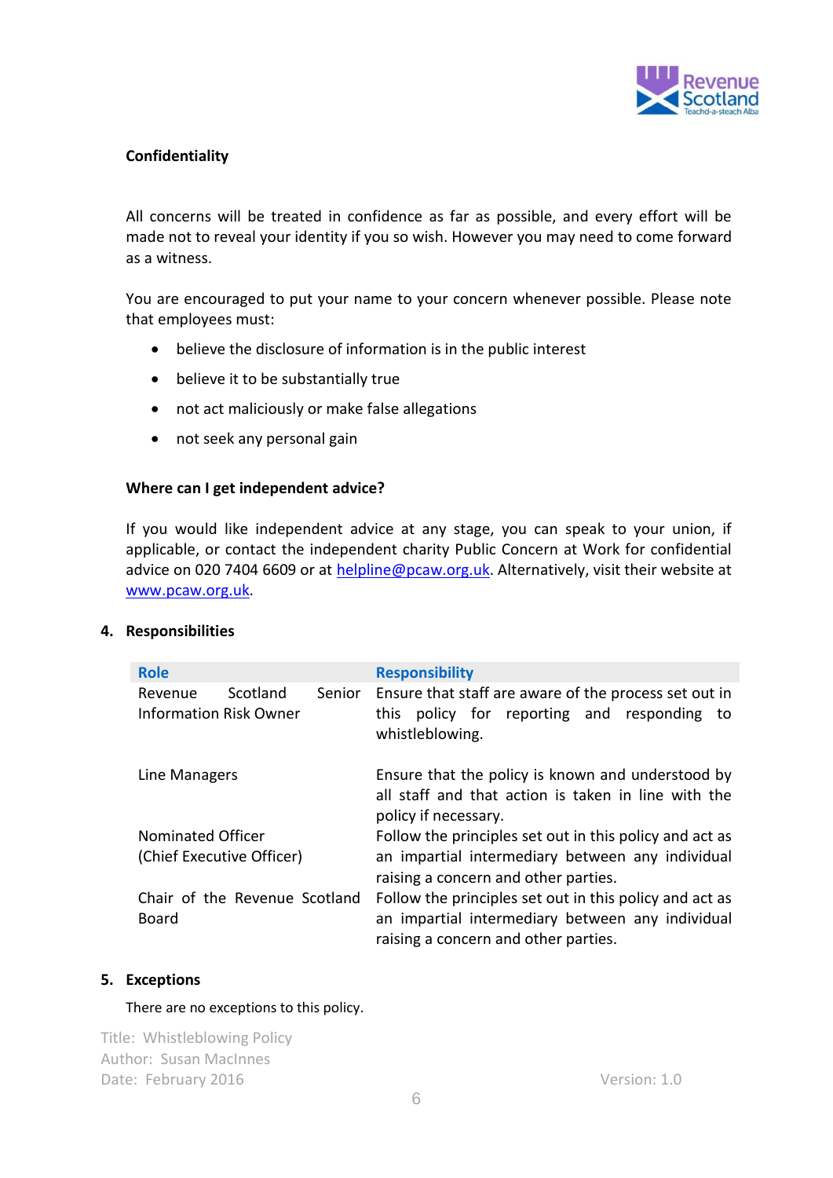**Confidentiality**

All concerns will be treated in confidence as far as possible, and every effort will be made not to reveal your identity if you so wish. However you may need to come forward as a witness.

You are encouraged to put your name to your concern whenever possible. Please note that employees must:

- believe the disclosure of information is in the public interest
- believe it to be substantially true
- not act maliciously or make false allegations
- not seek any personal gain

**Where can I get independent advice?**

If you would like independent advice at any stage, you can speak to your union, if applicable, or contact the independent charity Public Concern at Work for confidential advice on 020 7404 6609 or at helpline@pcaw.org.uk. Alternatively, visit their website at www.pcaw.org.uk.

## 4. Responsibilities

| Role | Responsibility |
|---|---|
| Revenue Scotland Senior Information Risk Owner | Ensure that staff are aware of the process set out in this policy for reporting and responding to whistleblowing. |
| Line Managers | Ensure that the policy is known and understood by all staff and that action is taken in line with the policy if necessary. |
| Nominated Officer (Chief Executive Officer) | Follow the principles set out in this policy and act as an impartial intermediary between any individual raising a concern and other parties. |
| Chair of the Revenue Scotland Board | Follow the principles set out in this policy and act as an impartial intermediary between any individual raising a concern and other parties. |

## 5. Exceptions

There are no exceptions to this policy.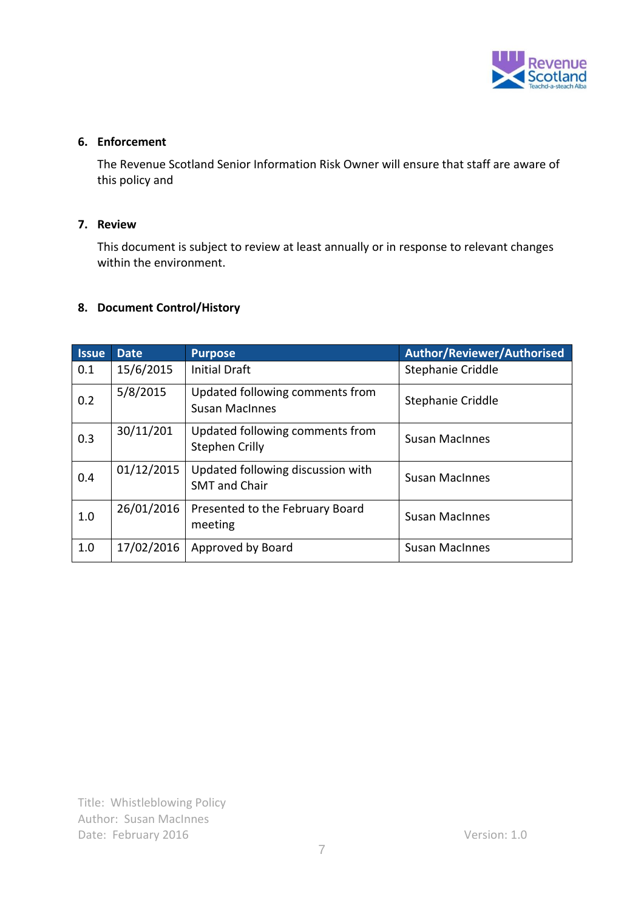## 6. Enforcement

The Revenue Scotland Senior Information Risk Owner will ensure that staff are aware of this policy and

## 7. Review

This document is subject to review at least annually or in response to relevant changes within the environment.

## 8. Document Control/History

| Issue | Date | Purpose | Author/Reviewer/Authorised |
|---|---|---|---|
| 0.1 | 15/6/2015 | Initial Draft | Stephanie Criddle |
| 0.2 | 5/8/2015 | Updated following comments from Susan MacInnes | Stephanie Criddle |
| 0.3 | 30/11/201 | Updated following comments from Stephen Crilly | Susan MacInnes |
| 0.4 | 01/12/2015 | Updated following discussion with SMT and Chair | Susan MacInnes |
| 1.0 | 26/01/2016 | Presented to the February Board meeting | Susan MacInnes |
| 1.0 | 17/02/2016 | Approved by Board | Susan MacInnes |